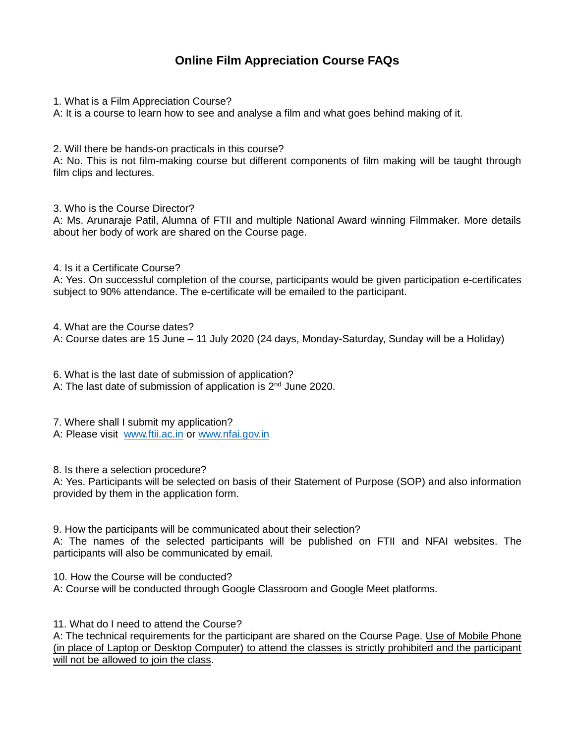# Online Film Appreciation Course FAQs

1. What is a Film Appreciation Course?
A: It is a course to learn how to see and analyse a film and what goes behind making of it.

2. Will there be hands-on practicals in this course?
A: No. This is not film-making course but different components of film making will be taught through film clips and lectures.

3. Who is the Course Director?
A: Ms. Arunaraje Patil, Alumna of FTII and multiple National Award winning Filmmaker. More details about her body of work are shared on the Course page.

4. Is it a Certificate Course?
A: Yes. On successful completion of the course, participants would be given participation e-certificates subject to 90% attendance. The e-certificate will be emailed to the participant.

4. What are the Course dates?
A: Course dates are 15 June – 11 July 2020 (24 days, Monday-Saturday, Sunday will be a Holiday)

6. What is the last date of submission of application?
A: The last date of submission of application is 2nd June 2020.

7. Where shall I submit my application?
A: Please visit [www.ftii.ac.in](www.ftii.ac.in) or [www.nfai.gov.in](www.nfai.gov.in)

8. Is there a selection procedure?
A: Yes. Participants will be selected on basis of their Statement of Purpose (SOP) and also information provided by them in the application form.

9. How the participants will be communicated about their selection?
A: The names of the selected participants will be published on FTII and NFAI websites. The participants will also be communicated by email.

10. How the Course will be conducted?
A: Course will be conducted through Google Classroom and Google Meet platforms.

11. What do I need to attend the Course?
A: The technical requirements for the participant are shared on the Course Page. <u>Use of Mobile Phone (in place of Laptop or Desktop Computer) to attend the classes is strictly prohibited and the participant will not be allowed to join the class</u>.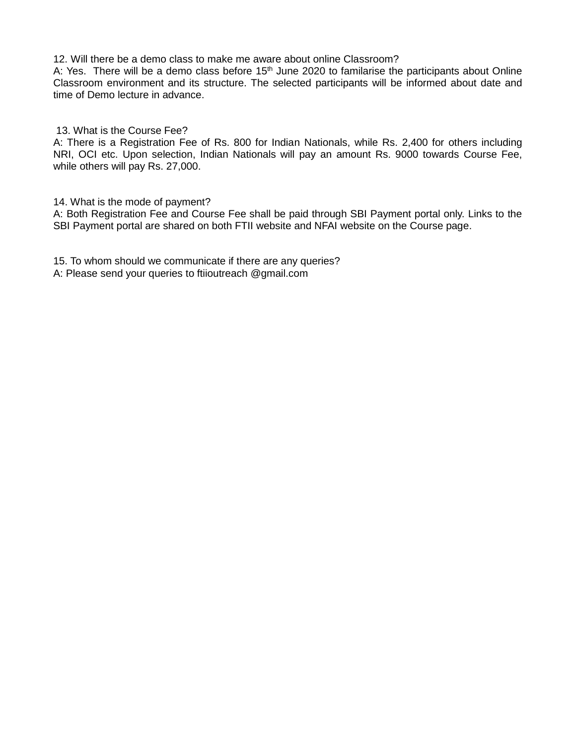12. Will there be a demo class to make me aware about online Classroom?

A: Yes. There will be a demo class before 15th June 2020 to familarise the participants about Online Classroom environment and its structure. The selected participants will be informed about date and time of Demo lecture in advance.

13. What is the Course Fee?

A: There is a Registration Fee of Rs. 800 for Indian Nationals, while Rs. 2,400 for others including NRI, OCI etc. Upon selection, Indian Nationals will pay an amount Rs. 9000 towards Course Fee, while others will pay Rs. 27,000.

14. What is the mode of payment?

A: Both Registration Fee and Course Fee shall be paid through SBI Payment portal only. Links to the SBI Payment portal are shared on both FTII website and NFAI website on the Course page.

15. To whom should we communicate if there are any queries?

A: Please send your queries to ftiioutreach @gmail.com